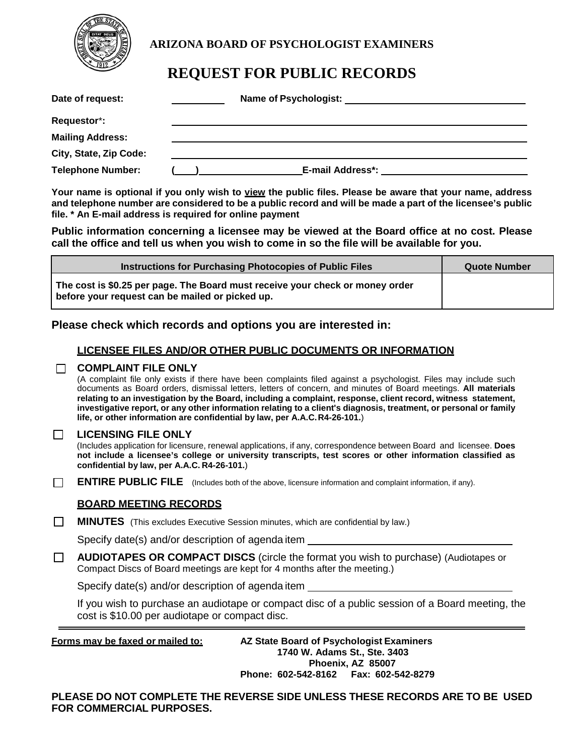**ARIZONA BOARD OF PSYCHOLOGIST EXAMINERS**

# REQUEST FOR PUBLIC RECORDS

**Date of request:** ________ **Name of Psychologist:** ____________________________

**Requestor*:** ____________________________________________

**Mailing Address:** ____________________________________________

**City, State, Zip Code:** ____________________________________________

**Telephone Number:** (____)________________ **E-mail Address*:** ____________________

**Your name is optional if you only wish to <u>view</u> the public files. Please be aware that your name, address and telephone number are considered to be a public record and will be made a part of the licensee's public file. * An E-mail address is required for online payment**

**Public information concerning a licensee may be viewed at the Board office at no cost. Please call the office and tell us when you wish to come in so the file will be available for you.**

| Instructions for Purchasing Photocopies of Public Files | Quote Number |
|---|---|
| The cost is $0.25 per page. The Board must receive your check or money order before your request can be mailed or picked up. | |

## Please check which records and options you are interested in:

### LICENSEE FILES AND/OR OTHER PUBLIC DOCUMENTS OR INFORMATION

☐ **COMPLAINT FILE ONLY**
(A complaint file only exists if there have been complaints filed against a psychologist. Files may include such documents as Board orders, dismissal letters, letters of concern, and minutes of Board meetings. **All materials relating to an investigation by the Board, including a complaint, response, client record, witness statement, investigative report, or any other information relating to a client's diagnosis, treatment, or personal or family life, or other information are confidential by law, per A.A.C. R4-26-101.**)

☐ **LICENSING FILE ONLY**
(Includes application for licensure, renewal applications, if any, correspondence between Board and licensee. **Does not include a licensee's college or university transcripts, test scores or other information classified as confidential by law, per A.A.C. R4-26-101.**)

☐ **ENTIRE PUBLIC FILE** (Includes both of the above, licensure information and complaint information, if any).

### BOARD MEETING RECORDS

☐ **MINUTES** (This excludes Executive Session minutes, which are confidential by law.)

Specify date(s) and/or description of agenda item ____________________________

☐ **AUDIOTAPES OR COMPACT DISCS** (circle the format you wish to purchase) (Audiotapes or Compact Discs of Board meetings are kept for 4 months after the meeting.)

Specify date(s) and/or description of agenda item ____________________________

If you wish to purchase an audiotape or compact disc of a public session of a Board meeting, the cost is $10.00 per audiotape or compact disc.

---

**<u>Forms may be faxed or mailed to:</u>**

**AZ State Board of Psychologist Examiners**
**1740 W. Adams St., Ste. 3403**
**Phoenix, AZ 85007**
**Phone: 602-542-8162 Fax: 602-542-8279**

**PLEASE DO NOT COMPLETE THE REVERSE SIDE UNLESS THESE RECORDS ARE TO BE USED FOR COMMERCIAL PURPOSES.**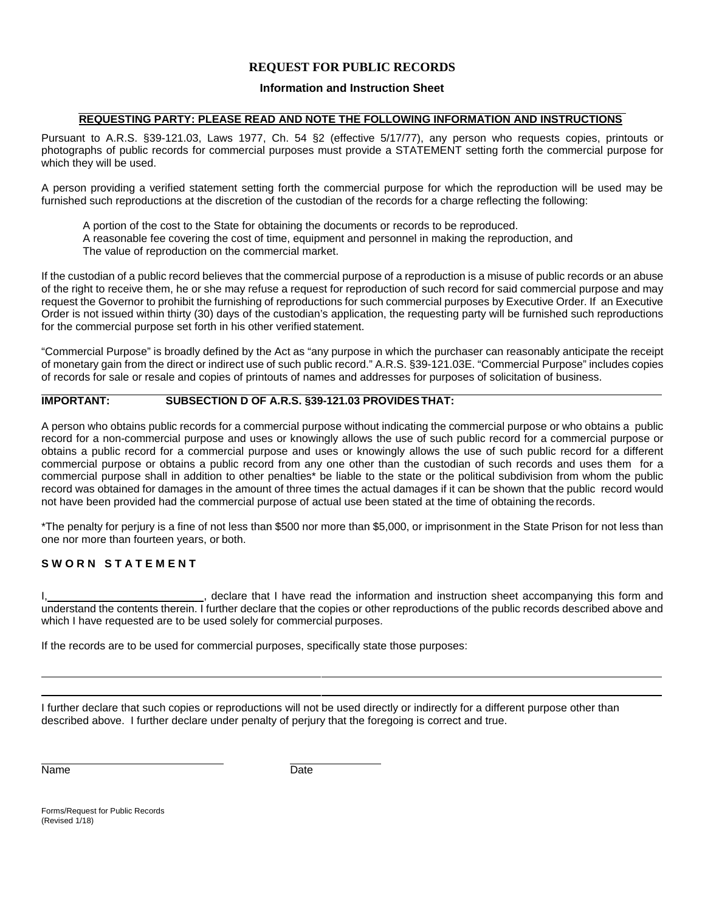# REQUEST FOR PUBLIC RECORDS

### Information and Instruction Sheet

**REQUESTING PARTY: PLEASE READ AND NOTE THE FOLLOWING INFORMATION AND INSTRUCTIONS**

Pursuant to A.R.S. §39-121.03, Laws 1977, Ch. 54 §2 (effective 5/17/77), any person who requests copies, printouts or photographs of public records for commercial purposes must provide a STATEMENT setting forth the commercial purpose for which they will be used.

A person providing a verified statement setting forth the commercial purpose for which the reproduction will be used may be furnished such reproductions at the discretion of the custodian of the records for a charge reflecting the following:

A portion of the cost to the State for obtaining the documents or records to be reproduced.
A reasonable fee covering the cost of time, equipment and personnel in making the reproduction, and
The value of reproduction on the commercial market.

If the custodian of a public record believes that the commercial purpose of a reproduction is a misuse of public records or an abuse of the right to receive them, he or she may refuse a request for reproduction of such record for said commercial purpose and may request the Governor to prohibit the furnishing of reproductions for such commercial purposes by Executive Order. If an Executive Order is not issued within thirty (30) days of the custodian's application, the requesting party will be furnished such reproductions for the commercial purpose set forth in his other verified statement.

"Commercial Purpose" is broadly defined by the Act as "any purpose in which the purchaser can reasonably anticipate the receipt of monetary gain from the direct or indirect use of such public record." A.R.S. §39-121.03E. "Commercial Purpose" includes copies of records for sale or resale and copies of printouts of names and addresses for purposes of solicitation of business.

**IMPORTANT: SUBSECTION D OF A.R.S. §39-121.03 PROVIDES THAT:**

A person who obtains public records for a commercial purpose without indicating the commercial purpose or who obtains a public record for a non-commercial purpose and uses or knowingly allows the use of such public record for a commercial purpose or obtains a public record for a commercial purpose and uses or knowingly allows the use of such public record for a different commercial purpose or obtains a public record from any one other than the custodian of such records and uses them for a commercial purpose shall in addition to other penalties* be liable to the state or the political subdivision from whom the public record was obtained for damages in the amount of three times the actual damages if it can be shown that the public record would not have been provided had the commercial purpose of actual use been stated at the time of obtaining the records.

*The penalty for perjury is a fine of not less than $500 nor more than $5,000, or imprisonment in the State Prison for not less than one nor more than fourteen years, or both.

**S W O R N S T A T E M E N T**

I, ________________________, declare that I have read the information and instruction sheet accompanying this form and understand the contents therein. I further declare that the copies or other reproductions of the public records described above and which I have requested are to be used solely for commercial purposes.

If the records are to be used for commercial purposes, specifically state those purposes:

____________________________________________________________________________

____________________________________________________________________________

I further declare that such copies or reproductions will not be used directly or indirectly for a different purpose other than described above. I further declare under penalty of perjury that the foregoing is correct and true.

____________________________ ______________
Name Date

Forms/Request for Public Records
(Revised 1/18)